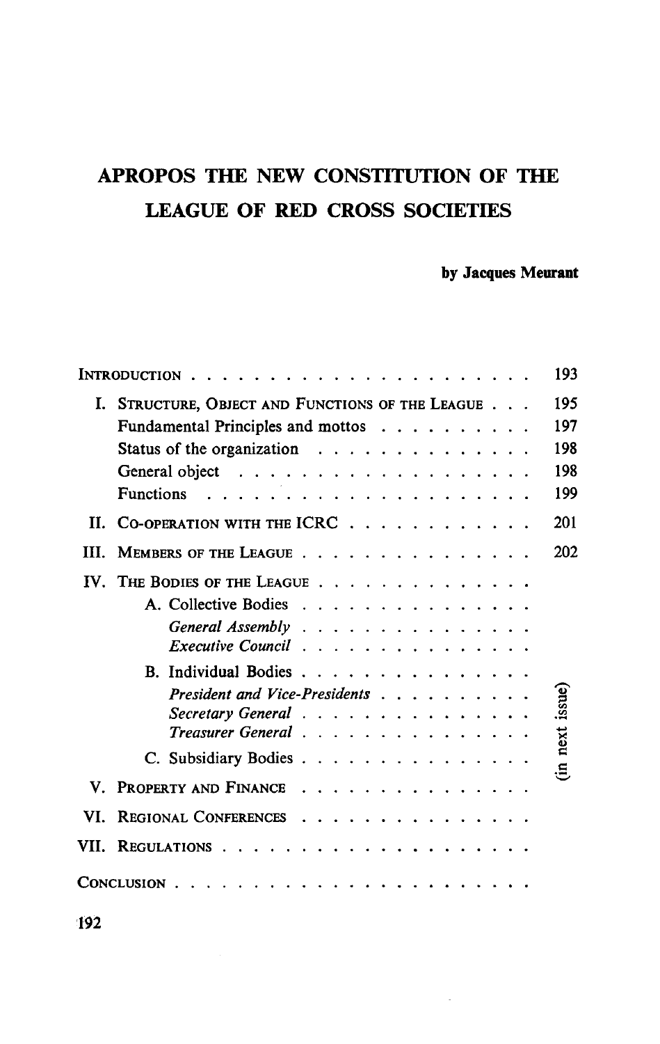# APROPOS THE NEW CONSTITUTION OF THE LEAGUE OF RED CROSS SOCIETIES

**by Jacques Meurant**

| | |
|---|---|
| INTRODUCTION | 193 |
| I. STRUCTURE, OBJECT AND FUNCTIONS OF THE LEAGUE | 195 |
| Fundamental Principles and mottos | 197 |
| Status of the organization | 198 |
| General object | 198 |
| Functions | 199 |
| II. CO-OPERATION WITH THE ICRC | 201 |
| III. MEMBERS OF THE LEAGUE | 202 |
| IV. THE BODIES OF THE LEAGUE | (in next issue) |
| A. Collective Bodies | |
| *General Assembly* | |
| *Executive Council* | |
| B. Individual Bodies | |
| *President and Vice-Presidents* | |
| *Secretary General* | |
| *Treasurer General* | |
| C. Subsidiary Bodies | |
| V. PROPERTY AND FINANCE | |
| VI. REGIONAL CONFERENCES | |
| VII. REGULATIONS | |
| CONCLUSION | |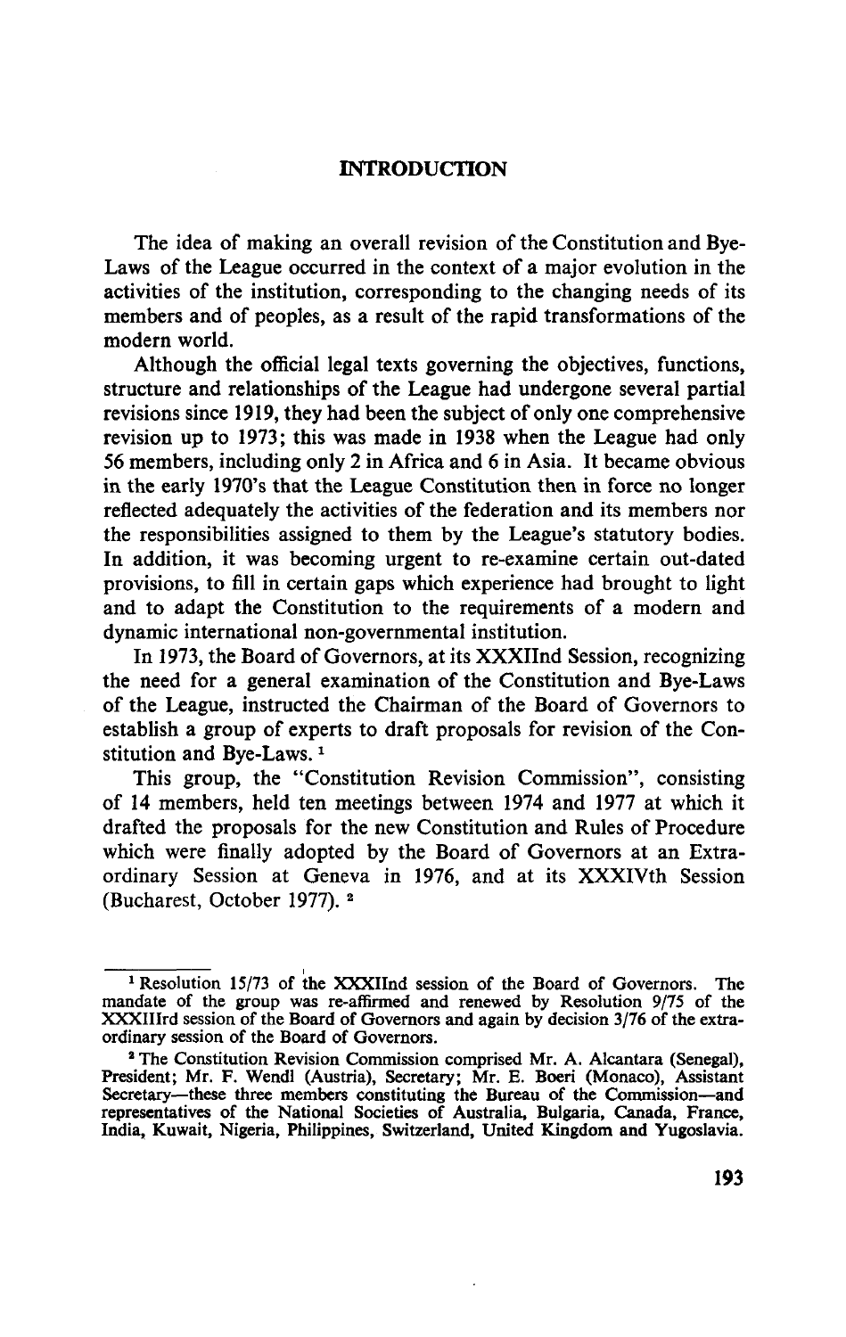# INTRODUCTION

The idea of making an overall revision of the Constitution and Bye-Laws of the League occurred in the context of a major evolution in the activities of the institution, corresponding to the changing needs of its members and of peoples, as a result of the rapid transformations of the modern world.

Although the official legal texts governing the objectives, functions, structure and relationships of the League had undergone several partial revisions since 1919, they had been the subject of only one comprehensive revision up to 1973; this was made in 1938 when the League had only 56 members, including only 2 in Africa and 6 in Asia. It became obvious in the early 1970's that the League Constitution then in force no longer reflected adequately the activities of the federation and its members nor the responsibilities assigned to them by the League's statutory bodies. In addition, it was becoming urgent to re-examine certain out-dated provisions, to fill in certain gaps which experience had brought to light and to adapt the Constitution to the requirements of a modern and dynamic international non-governmental institution.

In 1973, the Board of Governors, at its XXXIInd Session, recognizing the need for a general examination of the Constitution and Bye-Laws of the League, instructed the Chairman of the Board of Governors to establish a group of experts to draft proposals for revision of the Constitution and Bye-Laws. [1]

This group, the "Constitution Revision Commission", consisting of 14 members, held ten meetings between 1974 and 1977 at which it drafted the proposals for the new Constitution and Rules of Procedure which were finally adopted by the Board of Governors at an Extraordinary Session at Geneva in 1976, and at its XXXIVth Session (Bucharest, October 1977). [2]

---

[1] Resolution 15/73 of the XXXIInd session of the Board of Governors. The mandate of the group was re-affirmed and renewed by Resolution 9/75 of the XXXIIIrd session of the Board of Governors and again by decision 3/76 of the extraordinary session of the Board of Governors.

[2] The Constitution Revision Commission comprised Mr. A. Alcantara (Senegal), President; Mr. F. Wendl (Austria), Secretary; Mr. E. Boeri (Monaco), Assistant Secretary—these three members constituting the Bureau of the Commission—and representatives of the National Societies of Australia, Bulgaria, Canada, France, India, Kuwait, Nigeria, Philippines, Switzerland, United Kingdom and Yugoslavia.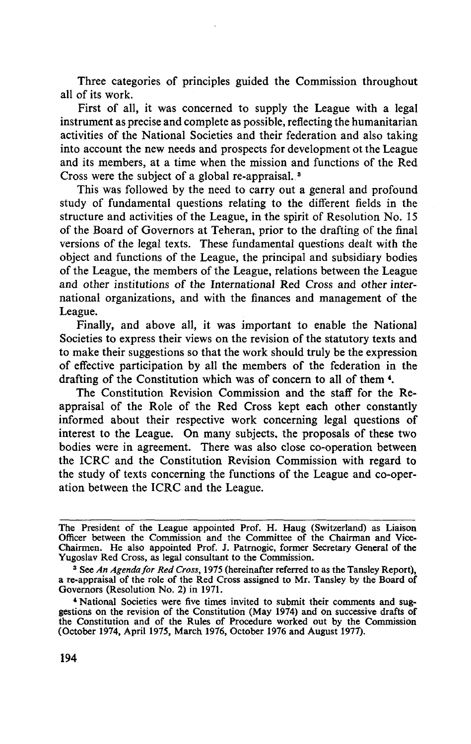Three categories of principles guided the Commission throughout all of its work.

First of all, it was concerned to supply the League with a legal instrument as precise and complete as possible, reflecting the humanitarian activities of the National Societies and their federation and also taking into account the new needs and prospects for development ot the League and its members, at a time when the mission and functions of the Red Cross were the subject of a global re-appraisal.[3]

This was followed by the need to carry out a general and profound study of fundamental questions relating to the different fields in the structure and activities of the League, in the spirit of Resolution No. 15 of the Board of Governors at Teheran, prior to the drafting of the final versions of the legal texts. These fundamental questions dealt with the object and functions of the League, the principal and subsidiary bodies of the League, the members of the League, relations between the League and other institutions of the International Red Cross and other international organizations, and with the finances and management of the League.

Finally, and above all, it was important to enable the National Societies to express their views on the revision of the statutory texts and to make their suggestions so that the work should truly be the expression of effective participation by all the members of the federation in the drafting of the Constitution which was of concern to all of them [4].

The Constitution Revision Commission and the staff for the Re-appraisal of the Role of the Red Cross kept each other constantly informed about their respective work concerning legal questions of interest to the League. On many subjects, the proposals of these two bodies were in agreement. There was also close co-operation between the ICRC and the Constitution Revision Commission with regard to the study of texts concerning the functions of the League and co-operation between the ICRC and the League.

---

The President of the League appointed Prof. H. Haug (Switzerland) as Liaison Officer between the Commission and the Committee of the Chairman and Vice-Chairmen. He also appointed Prof. J. Patrnogic, former Secretary General of the Yugoslav Red Cross, as legal consultant to the Commission.

[3] See *An Agenda for Red Cross*, 1975 (hereinafter referred to as the Tansley Report), a re-appraisal of the role of the Red Cross assigned to Mr. Tansley by the Board of Governors (Resolution No. 2) in 1971.

[4] National Societies were five times invited to submit their comments and suggestions on the revision of the Constitution (May 1974) and on successive drafts of the Constitution and of the Rules of Procedure worked out by the Commission (October 1974, April 1975, March 1976, October 1976 and August 1977).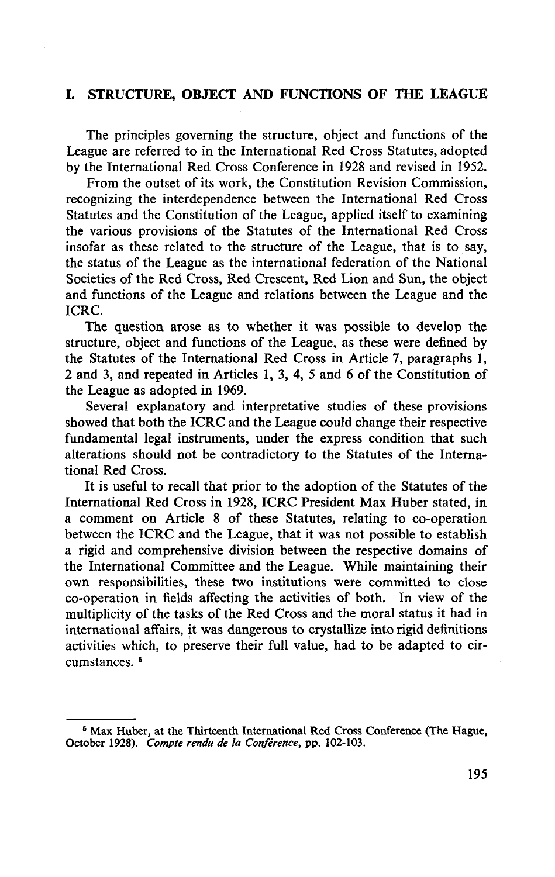## I. STRUCTURE, OBJECT AND FUNCTIONS OF THE LEAGUE

The principles governing the structure, object and functions of the League are referred to in the International Red Cross Statutes, adopted by the International Red Cross Conference in 1928 and revised in 1952.

From the outset of its work, the Constitution Revision Commission, recognizing the interdependence between the International Red Cross Statutes and the Constitution of the League, applied itself to examining the various provisions of the Statutes of the International Red Cross insofar as these related to the structure of the League, that is to say, the status of the League as the international federation of the National Societies of the Red Cross, Red Crescent, Red Lion and Sun, the object and functions of the League and relations between the League and the ICRC.

The question arose as to whether it was possible to develop the structure, object and functions of the League, as these were defined by the Statutes of the International Red Cross in Article 7, paragraphs 1, 2 and 3, and repeated in Articles 1, 3, 4, 5 and 6 of the Constitution of the League as adopted in 1969.

Several explanatory and interpretative studies of these provisions showed that both the ICRC and the League could change their respective fundamental legal instruments, under the express condition that such alterations should not be contradictory to the Statutes of the International Red Cross.

It is useful to recall that prior to the adoption of the Statutes of the International Red Cross in 1928, ICRC President Max Huber stated, in a comment on Article 8 of these Statutes, relating to co-operation between the ICRC and the League, that it was not possible to establish a rigid and comprehensive division between the respective domains of the International Committee and the League. While maintaining their own responsibilities, these two institutions were committed to close co-operation in fields affecting the activities of both. In view of the multiplicity of the tasks of the Red Cross and the moral status it had in international affairs, it was dangerous to crystallize into rigid definitions activities which, to preserve their full value, had to be adapted to circumstances. [5]

---

[5] Max Huber, at the Thirteenth International Red Cross Conference (The Hague, October 1928). *Compte rendu de la Conférence*, pp. 102-103.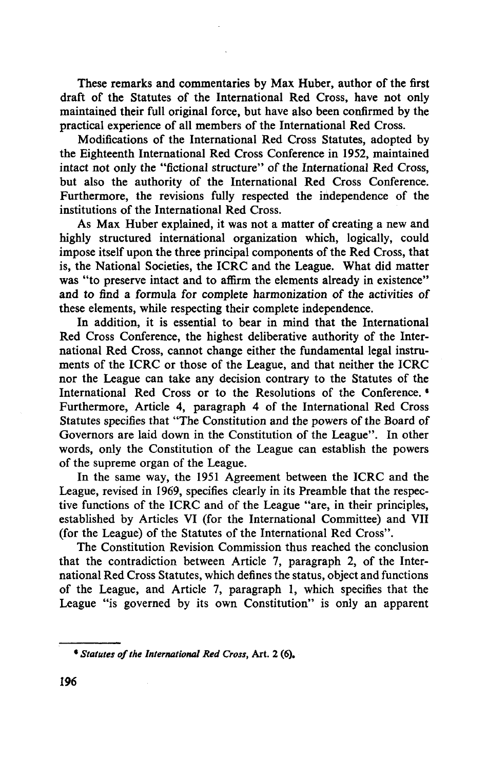These remarks and commentaries by Max Huber, author of the first draft of the Statutes of the International Red Cross, have not only maintained their full original force, but have also been confirmed by the practical experience of all members of the International Red Cross.

Modifications of the International Red Cross Statutes, adopted by the Eighteenth International Red Cross Conference in 1952, maintained intact not only the "fictional structure" of the International Red Cross, but also the authority of the International Red Cross Conference. Furthermore, the revisions fully respected the independence of the institutions of the International Red Cross.

As Max Huber explained, it was not a matter of creating a new and highly structured international organization which, logically, could impose itself upon the three principal components of the Red Cross, that is, the National Societies, the ICRC and the League. What did matter was "to preserve intact and to affirm the elements already in existence" and to find a formula for complete harmonization of the activities of these elements, while respecting their complete independence.

In addition, it is essential to bear in mind that the International Red Cross Conference, the highest deliberative authority of the International Red Cross, cannot change either the fundamental legal instruments of the ICRC or those of the League, and that neither the ICRC nor the League can take any decision contrary to the Statutes of the International Red Cross or to the Resolutions of the Conference. [6] Furthermore, Article 4, paragraph 4 of the International Red Cross Statutes specifies that "The Constitution and the powers of the Board of Governors are laid down in the Constitution of the League". In other words, only the Constitution of the League can establish the powers of the supreme organ of the League.

In the same way, the 1951 Agreement between the ICRC and the League, revised in 1969, specifies clearly in its Preamble that the respective functions of the ICRC and of the League "are, in their principles, established by Articles VI (for the International Committee) and VII (for the League) of the Statutes of the International Red Cross".

The Constitution Revision Commission thus reached the conclusion that the contradiction between Article 7, paragraph 2, of the International Red Cross Statutes, which defines the status, object and functions of the League, and Article 7, paragraph 1, which specifies that the League "is governed by its own Constitution" is only an apparent

---

[6] *Statutes of the International Red Cross*, Art. 2 (6).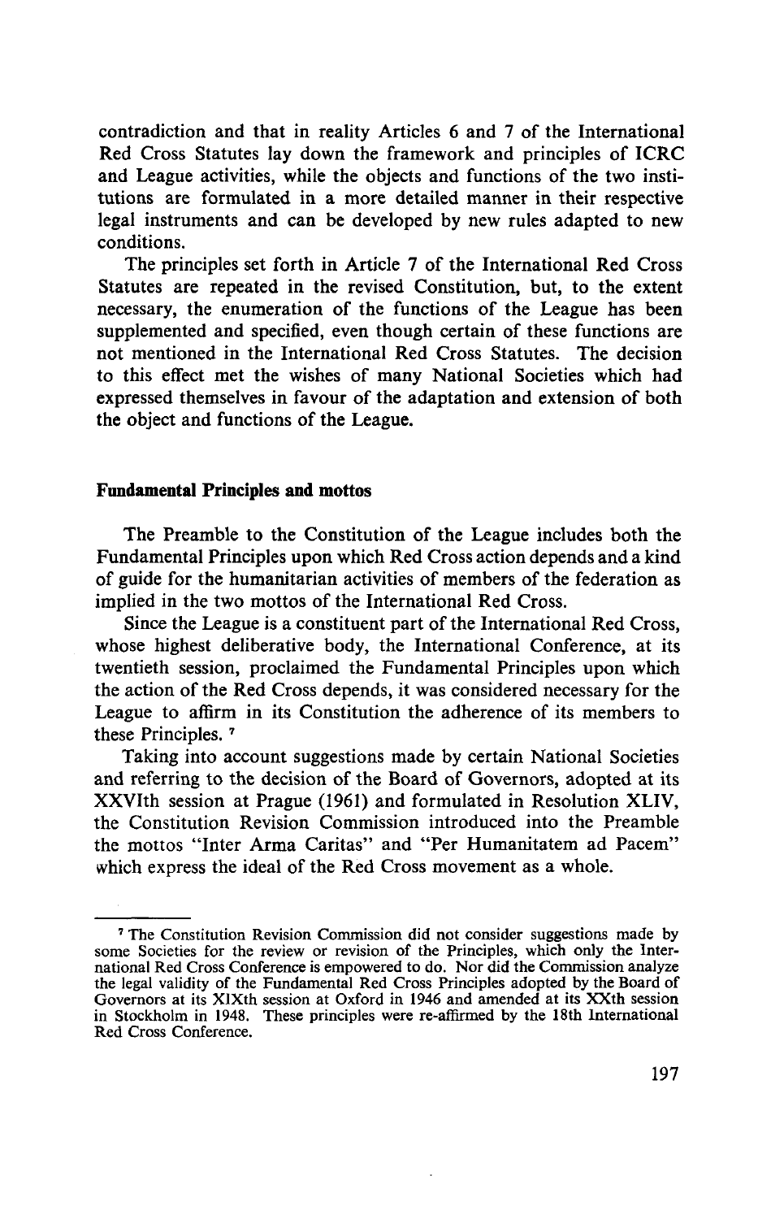contradiction and that in reality Articles 6 and 7 of the International Red Cross Statutes lay down the framework and principles of ICRC and League activities, while the objects and functions of the two institutions are formulated in a more detailed manner in their respective legal instruments and can be developed by new rules adapted to new conditions.

The principles set forth in Article 7 of the International Red Cross Statutes are repeated in the revised Constitution, but, to the extent necessary, the enumeration of the functions of the League has been supplemented and specified, even though certain of these functions are not mentioned in the International Red Cross Statutes. The decision to this effect met the wishes of many National Societies which had expressed themselves in favour of the adaptation and extension of both the object and functions of the League.

### Fundamental Principles and mottos

The Preamble to the Constitution of the League includes both the Fundamental Principles upon which Red Cross action depends and a kind of guide for the humanitarian activities of members of the federation as implied in the two mottos of the International Red Cross.

Since the League is a constituent part of the International Red Cross, whose highest deliberative body, the International Conference, at its twentieth session, proclaimed the Fundamental Principles upon which the action of the Red Cross depends, it was considered necessary for the League to affirm in its Constitution the adherence of its members to these Principles. [7]

Taking into account suggestions made by certain National Societies and referring to the decision of the Board of Governors, adopted at its XXVIth session at Prague (1961) and formulated in Resolution XLIV, the Constitution Revision Commission introduced into the Preamble the mottos "Inter Arma Caritas" and "Per Humanitatem ad Pacem" which express the ideal of the Red Cross movement as a whole.

---

[7] The Constitution Revision Commission did not consider suggestions made by some Societies for the review or revision of the Principles, which only the International Red Cross Conference is empowered to do. Nor did the Commission analyze the legal validity of the Fundamental Red Cross Principles adopted by the Board of Governors at its XIXth session at Oxford in 1946 and amended at its XXth session in Stockholm in 1948. These principles were re-affirmed by the 18th International Red Cross Conference.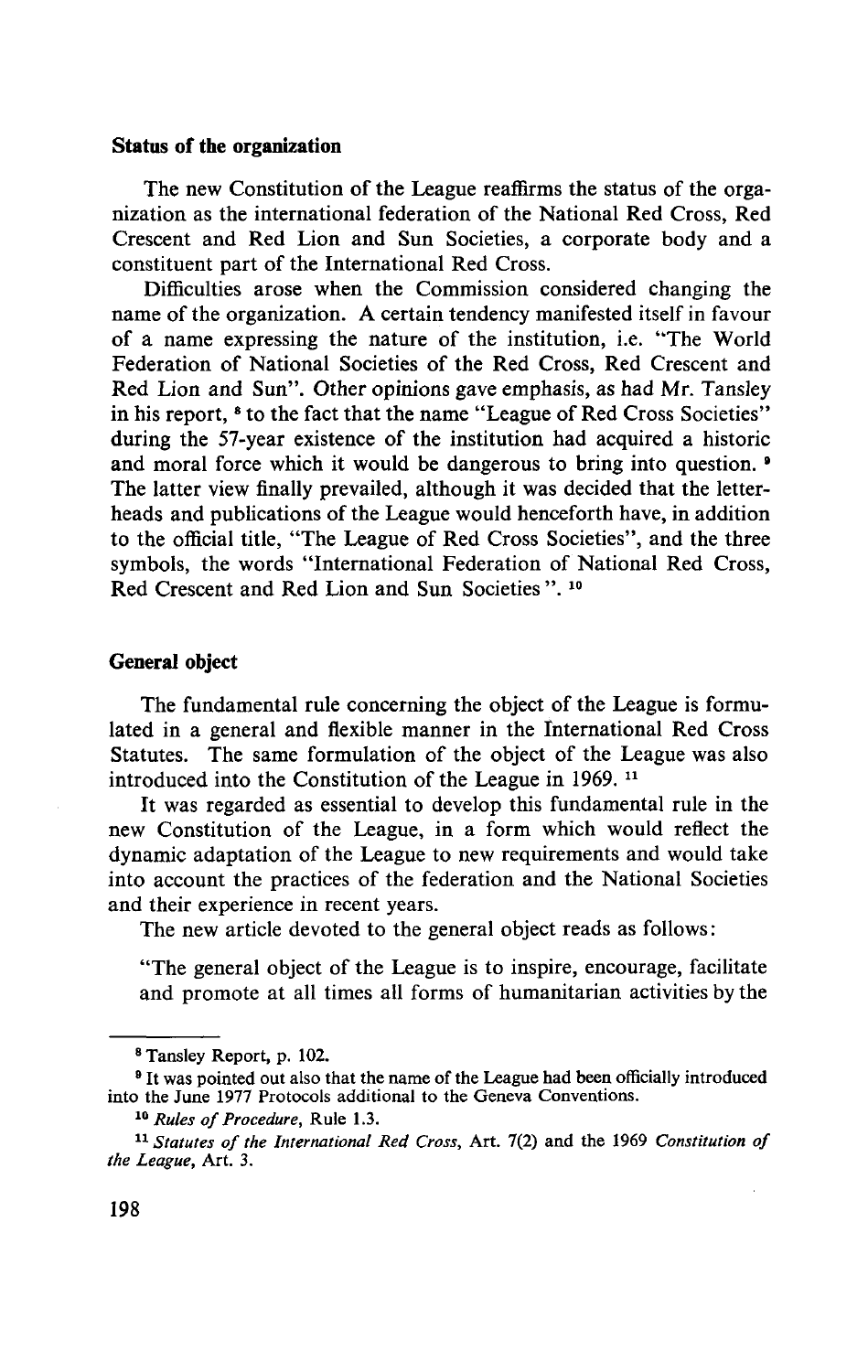**Status of the organization**

The new Constitution of the League reaffirms the status of the organization as the international federation of the National Red Cross, Red Crescent and Red Lion and Sun Societies, a corporate body and a constituent part of the International Red Cross.

Difficulties arose when the Commission considered changing the name of the organization. A certain tendency manifested itself in favour of a name expressing the nature of the institution, i.e. "The World Federation of National Societies of the Red Cross, Red Crescent and Red Lion and Sun". Other opinions gave emphasis, as had Mr. Tansley in his report, [8] to the fact that the name "League of Red Cross Societies" during the 57-year existence of the institution had acquired a historic and moral force which it would be dangerous to bring into question. [9] The latter view finally prevailed, although it was decided that the letterheads and publications of the League would henceforth have, in addition to the official title, "The League of Red Cross Societies", and the three symbols, the words "International Federation of National Red Cross, Red Crescent and Red Lion and Sun Societies". [10]

**General object**

The fundamental rule concerning the object of the League is formulated in a general and flexible manner in the International Red Cross Statutes. The same formulation of the object of the League was also introduced into the Constitution of the League in 1969. [11]

It was regarded as essential to develop this fundamental rule in the new Constitution of the League, in a form which would reflect the dynamic adaptation of the League to new requirements and would take into account the practices of the federation and the National Societies and their experience in recent years.

The new article devoted to the general object reads as follows:

"The general object of the League is to inspire, encourage, facilitate and promote at all times all forms of humanitarian activities by the

---

[8] Tansley Report, p. 102.

[9] It was pointed out also that the name of the League had been officially introduced into the June 1977 Protocols additional to the Geneva Conventions.

[10] *Rules of Procedure*, Rule 1.3.

[11] *Statutes of the International Red Cross*, Art. 7(2) and the 1969 *Constitution of the League*, Art. 3.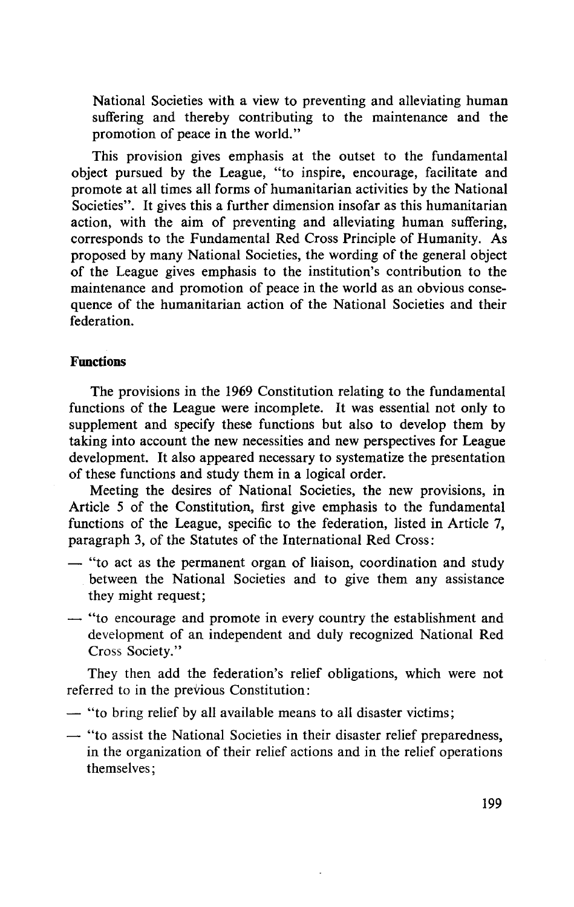National Societies with a view to preventing and alleviating human suffering and thereby contributing to the maintenance and the promotion of peace in the world."

This provision gives emphasis at the outset to the fundamental object pursued by the League, "to inspire, encourage, facilitate and promote at all times all forms of humanitarian activities by the National Societies". It gives this a further dimension insofar as this humanitarian action, with the aim of preventing and alleviating human suffering, corresponds to the Fundamental Red Cross Principle of Humanity. As proposed by many National Societies, the wording of the general object of the League gives emphasis to the institution's contribution to the maintenance and promotion of peace in the world as an obvious consequence of the humanitarian action of the National Societies and their federation.

**Functions**

The provisions in the 1969 Constitution relating to the fundamental functions of the League were incomplete. It was essential not only to supplement and specify these functions but also to develop them by taking into account the new necessities and new perspectives for League development. It also appeared necessary to systematize the presentation of these functions and study them in a logical order.

Meeting the desires of National Societies, the new provisions, in Article 5 of the Constitution, first give emphasis to the fundamental functions of the League, specific to the federation, listed in Article 7, paragraph 3, of the Statutes of the International Red Cross:

— "to act as the permanent organ of liaison, coordination and study between the National Societies and to give them any assistance they might request;

— "to encourage and promote in every country the establishment and development of an independent and duly recognized National Red Cross Society."

They then add the federation's relief obligations, which were not referred to in the previous Constitution:

— "to bring relief by all available means to all disaster victims;

— "to assist the National Societies in their disaster relief preparedness, in the organization of their relief actions and in the relief operations themselves;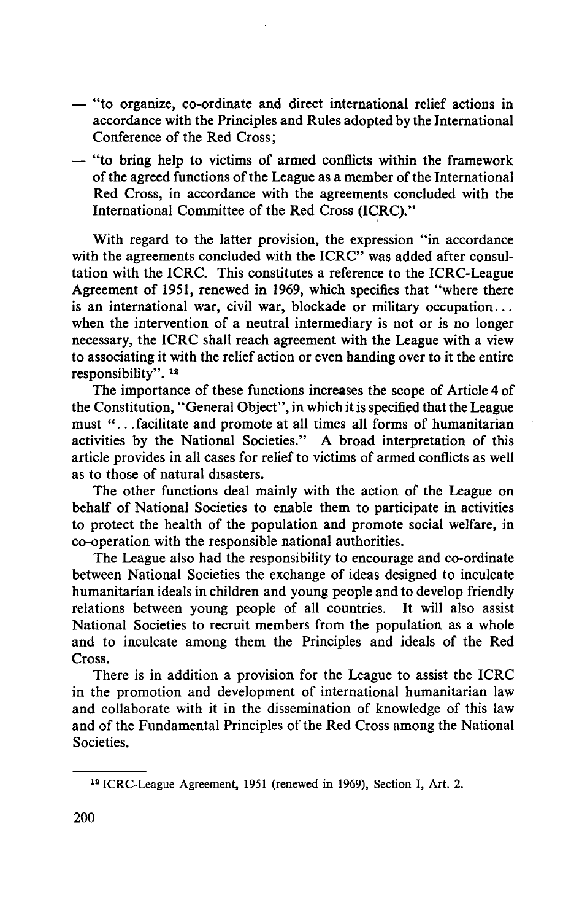- "to organize, co-ordinate and direct international relief actions in accordance with the Principles and Rules adopted by the International Conference of the Red Cross;
- "to bring help to victims of armed conflicts within the framework of the agreed functions of the League as a member of the International Red Cross, in accordance with the agreements concluded with the International Committee of the Red Cross (ICRC)."

With regard to the latter provision, the expression "in accordance with the agreements concluded with the ICRC" was added after consultation with the ICRC. This constitutes a reference to the ICRC-League Agreement of 1951, renewed in 1969, which specifies that "where there is an international war, civil war, blockade or military occupation... when the intervention of a neutral intermediary is not or is no longer necessary, the ICRC shall reach agreement with the League with a view to associating it with the relief action or even handing over to it the entire responsibility". [12]

The importance of these functions increases the scope of Article 4 of the Constitution, "General Object", in which it is specified that the League must "...facilitate and promote at all times all forms of humanitarian activities by the National Societies." A broad interpretation of this article provides in all cases for relief to victims of armed conflicts as well as to those of natural disasters.

The other functions deal mainly with the action of the League on behalf of National Societies to enable them to participate in activities to protect the health of the population and promote social welfare, in co-operation with the responsible national authorities.

The League also had the responsibility to encourage and co-ordinate between National Societies the exchange of ideas designed to inculcate humanitarian ideals in children and young people and to develop friendly relations between young people of all countries. It will also assist National Societies to recruit members from the population as a whole and to inculcate among them the Principles and ideals of the Red Cross.

There is in addition a provision for the League to assist the ICRC in the promotion and development of international humanitarian law and collaborate with it in the dissemination of knowledge of this law and of the Fundamental Principles of the Red Cross among the National Societies.

---

[12] ICRC-League Agreement, 1951 (renewed in 1969), Section I, Art. 2.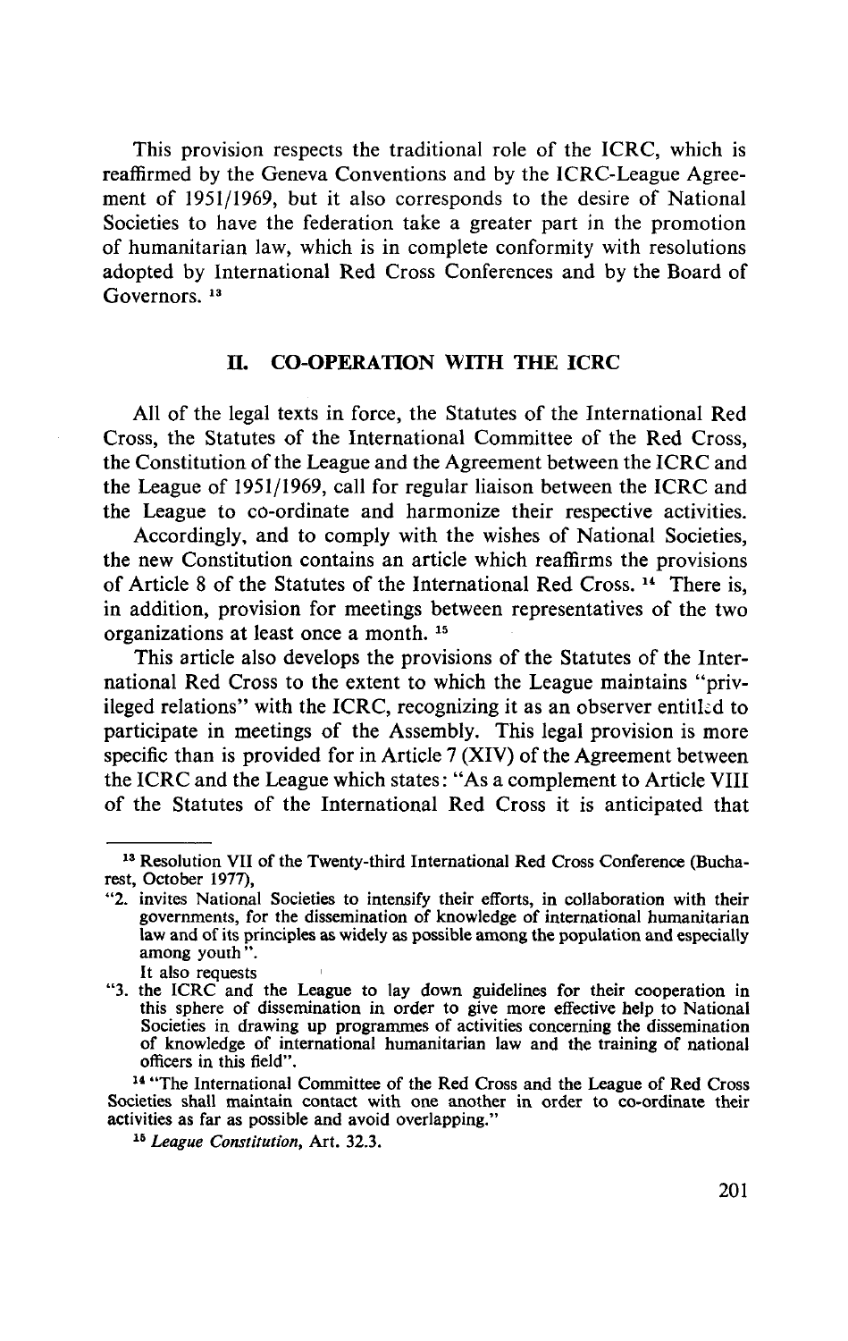This provision respects the traditional role of the ICRC, which is reaffirmed by the Geneva Conventions and by the ICRC-League Agreement of 1951/1969, but it also corresponds to the desire of National Societies to have the federation take a greater part in the promotion of humanitarian law, which is in complete conformity with resolutions adopted by International Red Cross Conferences and by the Board of Governors. [13]

## II. CO-OPERATION WITH THE ICRC

All of the legal texts in force, the Statutes of the International Red Cross, the Statutes of the International Committee of the Red Cross, the Constitution of the League and the Agreement between the ICRC and the League of 1951/1969, call for regular liaison between the ICRC and the League to co-ordinate and harmonize their respective activities.

Accordingly, and to comply with the wishes of National Societies, the new Constitution contains an article which reaffirms the provisions of Article 8 of the Statutes of the International Red Cross. [14] There is, in addition, provision for meetings between representatives of the two organizations at least once a month. [15]

This article also develops the provisions of the Statutes of the International Red Cross to the extent to which the League maintains "privileged relations" with the ICRC, recognizing it as an observer entitled to participate in meetings of the Assembly. This legal provision is more specific than is provided for in Article 7 (XIV) of the Agreement between the ICRC and the League which states: "As a complement to Article VIII of the Statutes of the International Red Cross it is anticipated that

---

[13] Resolution VII of the Twenty-third International Red Cross Conference (Bucharest, October 1977),

"2. invites National Societies to intensify their efforts, in collaboration with their governments, for the dissemination of knowledge of international humanitarian law and of its principles as widely as possible among the population and especially among youth".

It also requests

"3. the ICRC and the League to lay down guidelines for their cooperation in this sphere of dissemination in order to give more effective help to National Societies in drawing up programmes of activities concerning the dissemination of knowledge of international humanitarian law and the training of national officers in this field".

[14] "The International Committee of the Red Cross and the League of Red Cross Societies shall maintain contact with one another in order to co-ordinate their activities as far as possible and avoid overlapping."

[15] *League Constitution*, Art. 32.3.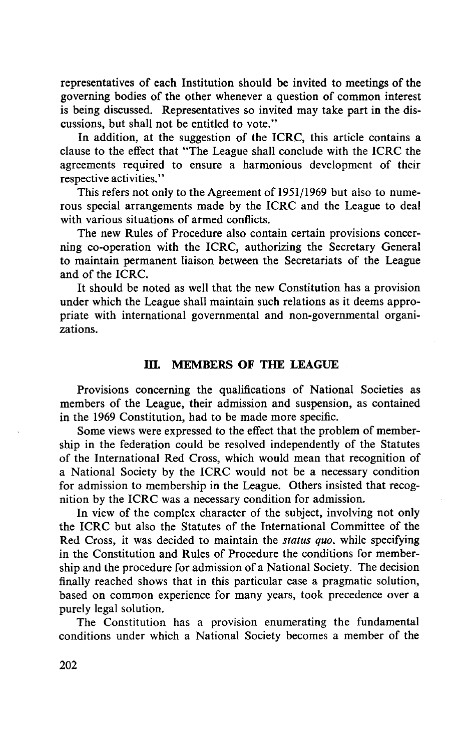representatives of each Institution should be invited to meetings of the governing bodies of the other whenever a question of common interest is being discussed. Representatives so invited may take part in the discussions, but shall not be entitled to vote."

In addition, at the suggestion of the ICRC, this article contains a clause to the effect that "The League shall conclude with the ICRC the agreements required to ensure a harmonious development of their respective activities."

This refers not only to the Agreement of 1951/1969 but also to numerous special arrangements made by the ICRC and the League to deal with various situations of armed conflicts.

The new Rules of Procedure also contain certain provisions concerning co-operation with the ICRC, authorizing the Secretary General to maintain permanent liaison between the Secretariats of the League and of the ICRC.

It should be noted as well that the new Constitution has a provision under which the League shall maintain such relations as it deems appropriate with international governmental and non-governmental organizations.

## III. MEMBERS OF THE LEAGUE

Provisions concerning the qualifications of National Societies as members of the League, their admission and suspension, as contained in the 1969 Constitution, had to be made more specific.

Some views were expressed to the effect that the problem of membership in the federation could be resolved independently of the Statutes of the International Red Cross, which would mean that recognition of a National Society by the ICRC would not be a necessary condition for admission to membership in the League. Others insisted that recognition by the ICRC was a necessary condition for admission.

In view of the complex character of the subject, involving not only the ICRC but also the Statutes of the International Committee of the Red Cross, it was decided to maintain the *status quo*, while specifying in the Constitution and Rules of Procedure the conditions for membership and the procedure for admission of a National Society. The decision finally reached shows that in this particular case a pragmatic solution, based on common experience for many years, took precedence over a purely legal solution.

The Constitution has a provision enumerating the fundamental conditions under which a National Society becomes a member of the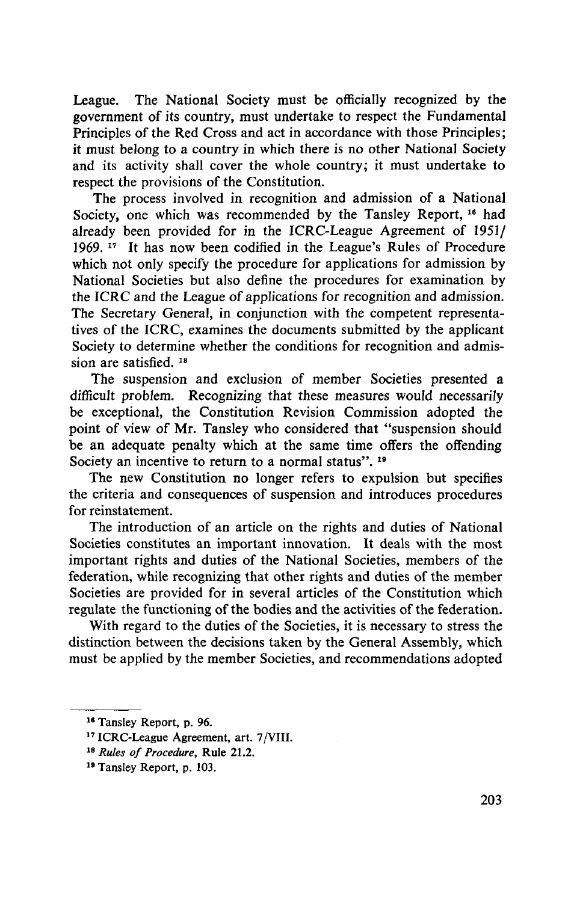League. The National Society must be officially recognized by the government of its country, must undertake to respect the Fundamental Principles of the Red Cross and act in accordance with those Principles; it must belong to a country in which there is no other National Society and its activity shall cover the whole country; it must undertake to respect the provisions of the Constitution.

The process involved in recognition and admission of a National Society, one which was recommended by the Tansley Report, [16] had already been provided for in the ICRC-League Agreement of 1951/1969. [17] It has now been codified in the League's Rules of Procedure which not only specify the procedure for applications for admission by National Societies but also define the procedures for examination by the ICRC and the League of applications for recognition and admission. The Secretary General, in conjunction with the competent representatives of the ICRC, examines the documents submitted by the applicant Society to determine whether the conditions for recognition and admission are satisfied. [18]

The suspension and exclusion of member Societies presented a difficult problem. Recognizing that these measures would necessarily be exceptional, the Constitution Revision Commission adopted the point of view of Mr. Tansley who considered that "suspension should be an adequate penalty which at the same time offers the offending Society an incentive to return to a normal status". [19]

The new Constitution no longer refers to expulsion but specifies the criteria and consequences of suspension and introduces procedures for reinstatement.

The introduction of an article on the rights and duties of National Societies constitutes an important innovation. It deals with the most important rights and duties of the National Societies, members of the federation, while recognizing that other rights and duties of the member Societies are provided for in several articles of the Constitution which regulate the functioning of the bodies and the activities of the federation.

With regard to the duties of the Societies, it is necessary to stress the distinction between the decisions taken by the General Assembly, which must be applied by the member Societies, and recommendations adopted

---

[16] Tansley Report, p. 96.

[17] ICRC-League Agreement, art. 7/VIII.

[18] *Rules of Procedure*, Rule 21.2.

[19] Tansley Report, p. 103.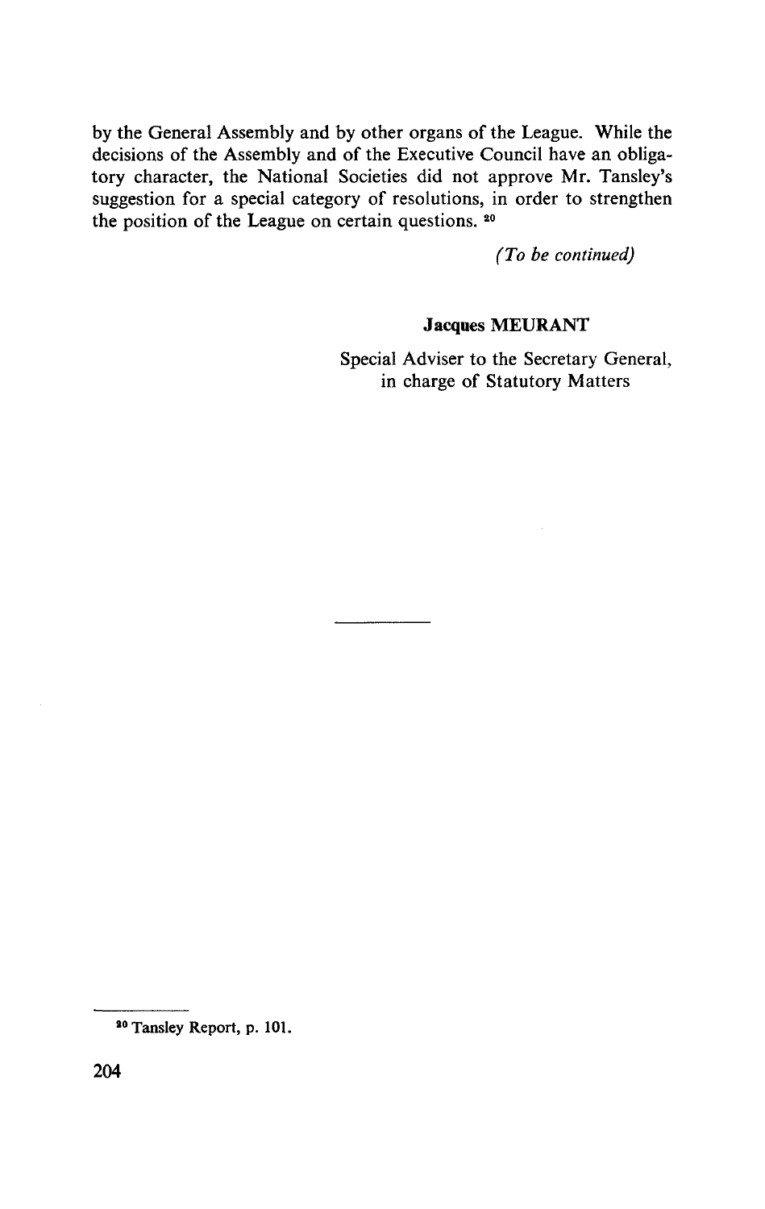by the General Assembly and by other organs of the League. While the decisions of the Assembly and of the Executive Council have an obligatory character, the National Societies did not approve Mr. Tansley's suggestion for a special category of resolutions, in order to strengthen the position of the League on certain questions. [20]

*(To be continued)*

**Jacques MEURANT**

Special Adviser to the Secretary General, in charge of Statutory Matters

---

[20] Tansley Report, p. 101.